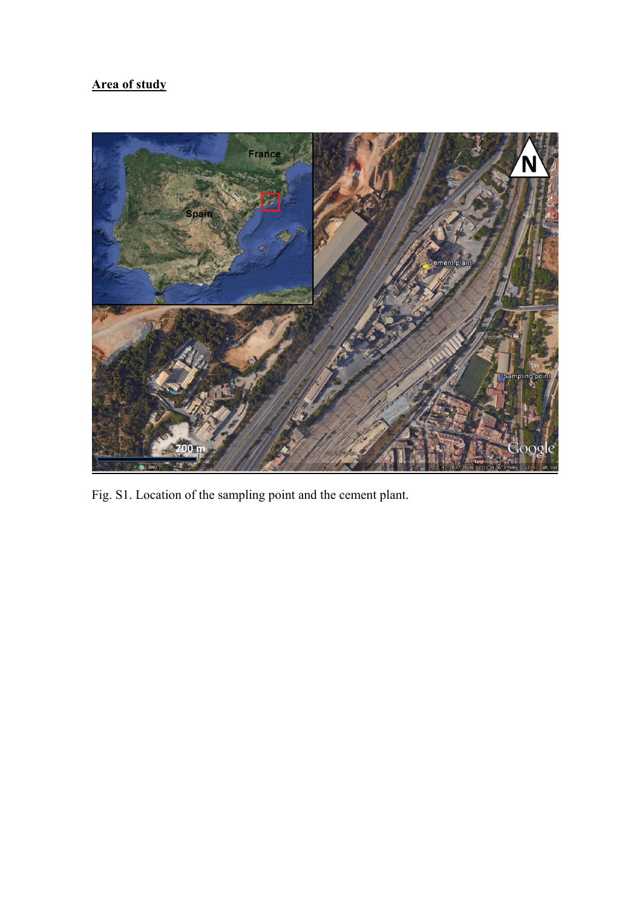**Area of study**

Fig. S1. Location of the sampling point and the cement plant.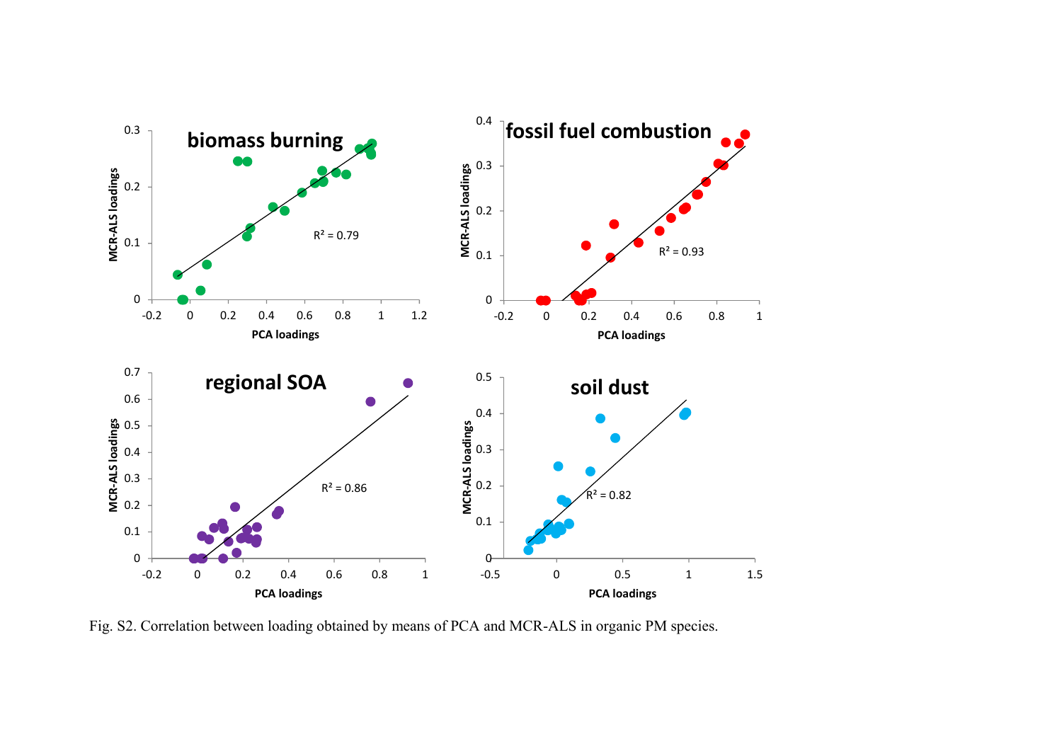Fig. S2. Correlation between loading obtained by means of PCA and MCR-ALS in organic PM species.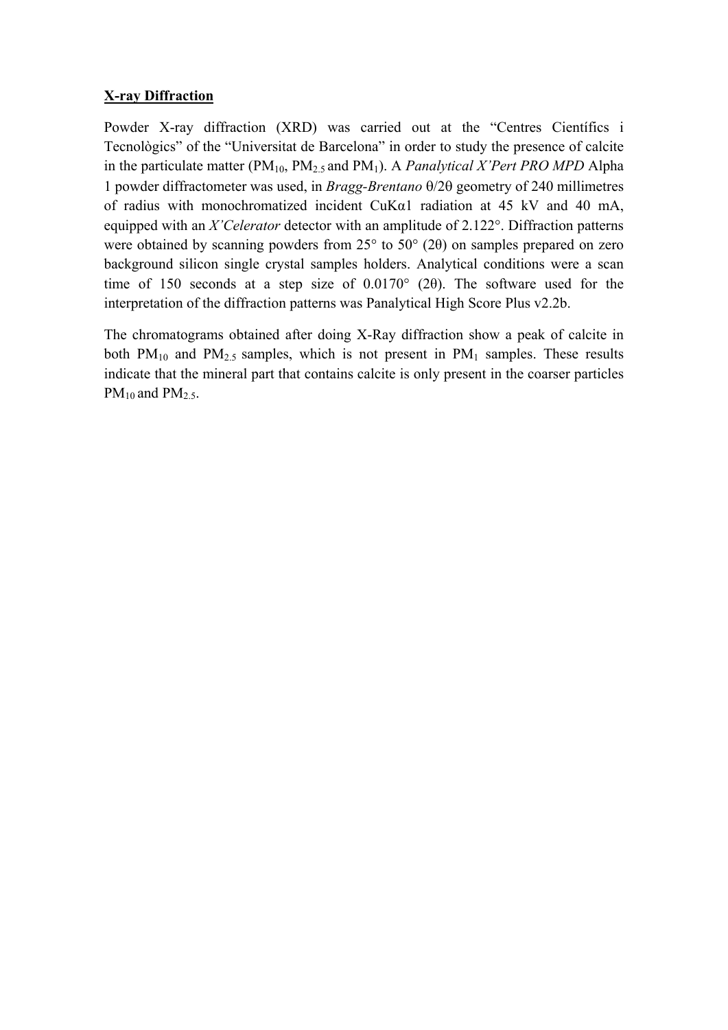**X-ray Diffraction**

Powder X-ray diffraction (XRD) was carried out at the "Centres Científics i Tecnològics" of the "Universitat de Barcelona" in order to study the presence of calcite in the particulate matter ($PM_{10}$, $PM_{2.5}$ and $PM_1$). A *Panalytical X'Pert PRO MPD* Alpha 1 powder diffractometer was used, in *Bragg-Brentano* θ/2θ geometry of 240 millimetres of radius with monochromatized incident CuKα1 radiation at 45 kV and 40 mA, equipped with an *X'Celerator* detector with an amplitude of 2.122°. Diffraction patterns were obtained by scanning powders from 25° to 50° (2θ) on samples prepared on zero background silicon single crystal samples holders. Analytical conditions were a scan time of 150 seconds at a step size of 0.0170° (2θ). The software used for the interpretation of the diffraction patterns was Panalytical High Score Plus v2.2b.

The chromatograms obtained after doing X-Ray diffraction show a peak of calcite in both $PM_{10}$ and $PM_{2.5}$ samples, which is not present in $PM_1$ samples. These results indicate that the mineral part that contains calcite is only present in the coarser particles $PM_{10}$ and $PM_{2.5}$.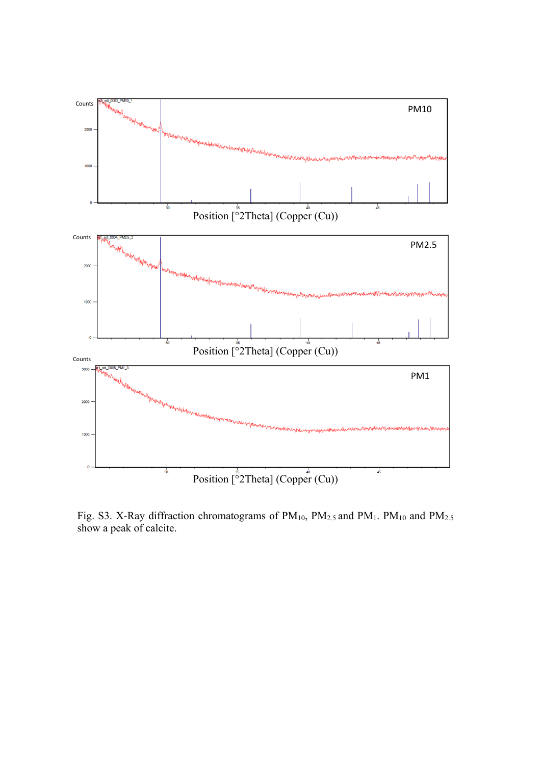Fig. S3. X-Ray diffraction chromatograms of $PM_{10}$, $PM_{2.5}$ and $PM_1$. $PM_{10}$ and $PM_{2.5}$ show a peak of calcite.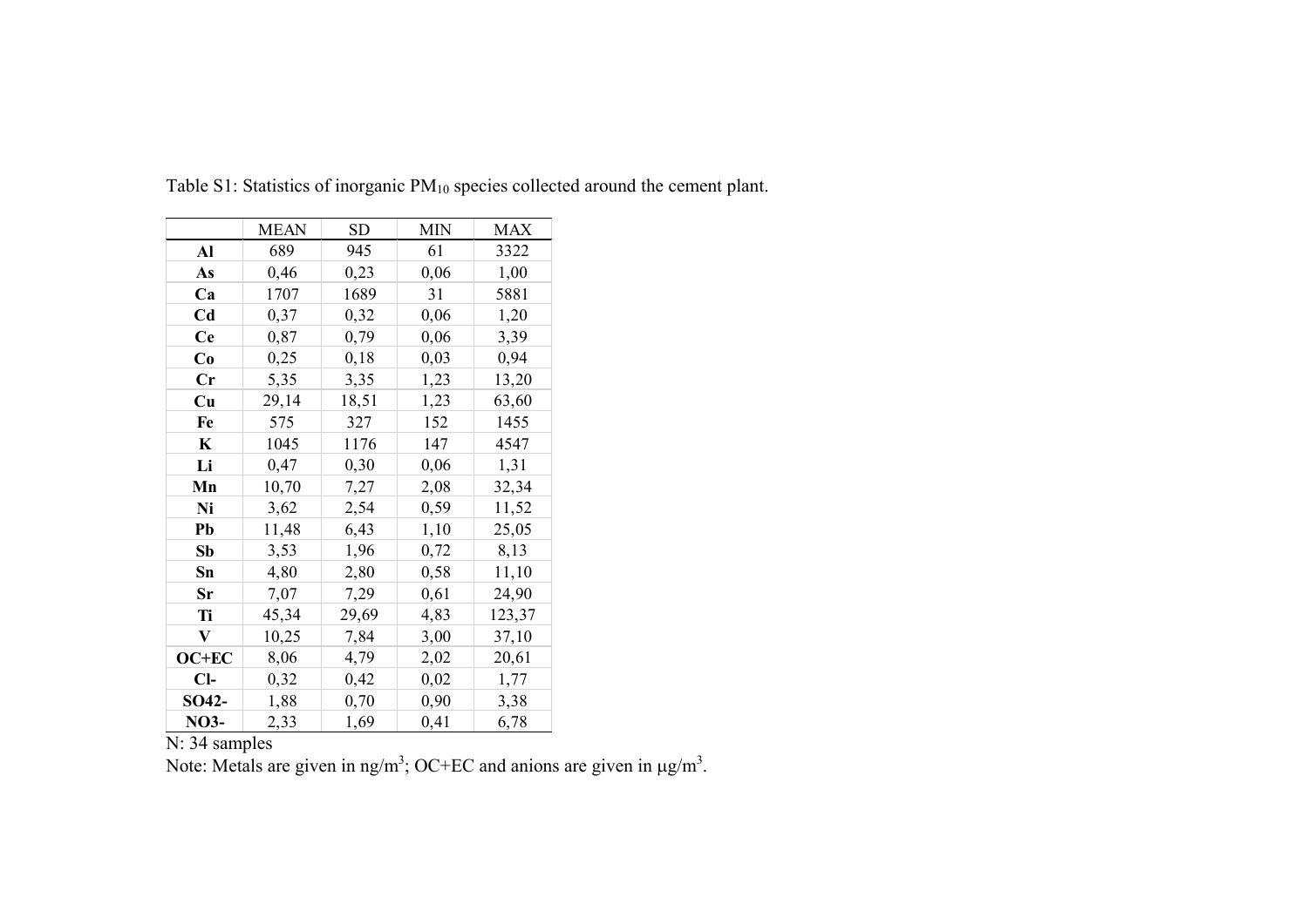Table S1: Statistics of inorganic $PM_{10}$ species collected around the cement plant.

| | MEAN | SD | MIN | MAX |
|---|---|---|---|---|
| **Al** | 689 | 945 | 61 | 3322 |
| **As** | 0,46 | 0,23 | 0,06 | 1,00 |
| **Ca** | 1707 | 1689 | 31 | 5881 |
| **Cd** | 0,37 | 0,32 | 0,06 | 1,20 |
| **Ce** | 0,87 | 0,79 | 0,06 | 3,39 |
| **Co** | 0,25 | 0,18 | 0,03 | 0,94 |
| **Cr** | 5,35 | 3,35 | 1,23 | 13,20 |
| **Cu** | 29,14 | 18,51 | 1,23 | 63,60 |
| **Fe** | 575 | 327 | 152 | 1455 |
| **K** | 1045 | 1176 | 147 | 4547 |
| **Li** | 0,47 | 0,30 | 0,06 | 1,31 |
| **Mn** | 10,70 | 7,27 | 2,08 | 32,34 |
| **Ni** | 3,62 | 2,54 | 0,59 | 11,52 |
| **Pb** | 11,48 | 6,43 | 1,10 | 25,05 |
| **Sb** | 3,53 | 1,96 | 0,72 | 8,13 |
| **Sn** | 4,80 | 2,80 | 0,58 | 11,10 |
| **Sr** | 7,07 | 7,29 | 0,61 | 24,90 |
| **Ti** | 45,34 | 29,69 | 4,83 | 123,37 |
| **V** | 10,25 | 7,84 | 3,00 | 37,10 |
| **OC+EC** | 8,06 | 4,79 | 2,02 | 20,61 |
| **Cl-** | 0,32 | 0,42 | 0,02 | 1,77 |
| **SO42-** | 1,88 | 0,70 | 0,90 | 3,38 |
| **NO3-** | 2,33 | 1,69 | 0,41 | 6,78 |

N: 34 samples

Note: Metals are given in $ng/m^3$; OC+EC and anions are given in $\mu g/m^3$.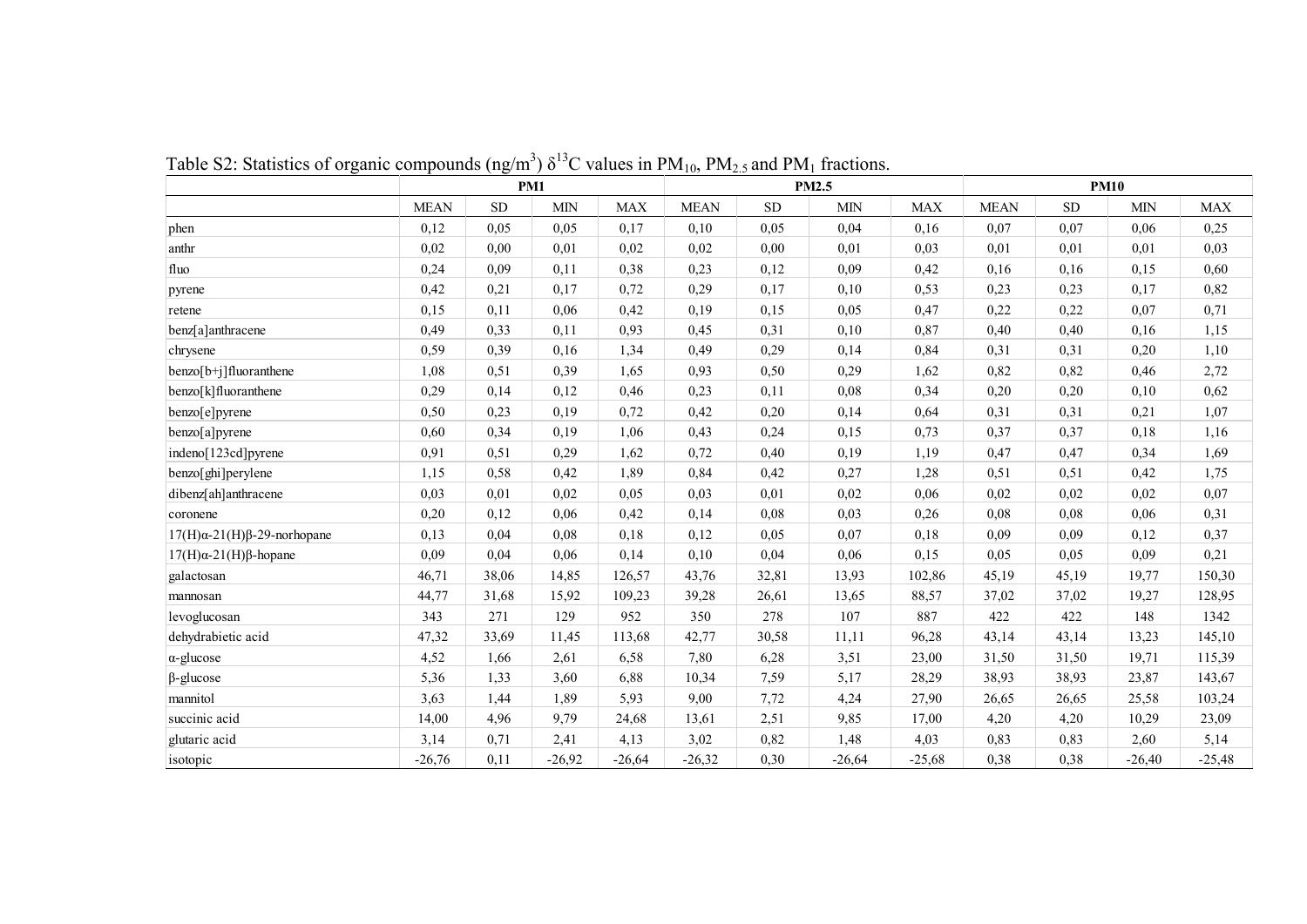Table S2: Statistics of organic compounds (ng/m$^3$) $\delta^{13}$C values in $PM_{10}$, $PM_{2.5}$ and $PM_1$ fractions.

| | PM1 | | | | PM2.5 | | | | PM10 | | | |
|---|---|---|---|---|---|---|---|---|---|---|---|---|
| | MEAN | SD | MIN | MAX | MEAN | SD | MIN | MAX | MEAN | SD | MIN | MAX |
| phen | 0,12 | 0,05 | 0,05 | 0,17 | 0,10 | 0,05 | 0,04 | 0,16 | 0,07 | 0,07 | 0,06 | 0,25 |
| anthr | 0,02 | 0,00 | 0,01 | 0,02 | 0,02 | 0,00 | 0,01 | 0,03 | 0,01 | 0,01 | 0,01 | 0,03 |
| fluo | 0,24 | 0,09 | 0,11 | 0,38 | 0,23 | 0,12 | 0,09 | 0,42 | 0,16 | 0,16 | 0,15 | 0,60 |
| pyrene | 0,42 | 0,21 | 0,17 | 0,72 | 0,29 | 0,17 | 0,10 | 0,53 | 0,23 | 0,23 | 0,17 | 0,82 |
| retene | 0,15 | 0,11 | 0,06 | 0,42 | 0,19 | 0,15 | 0,05 | 0,47 | 0,22 | 0,22 | 0,07 | 0,71 |
| benz[a]anthracene | 0,49 | 0,33 | 0,11 | 0,93 | 0,45 | 0,31 | 0,10 | 0,87 | 0,40 | 0,40 | 0,16 | 1,15 |
| chrysene | 0,59 | 0,39 | 0,16 | 1,34 | 0,49 | 0,29 | 0,14 | 0,84 | 0,31 | 0,31 | 0,20 | 1,10 |
| benzo[b+j]fluoranthene | 1,08 | 0,51 | 0,39 | 1,65 | 0,93 | 0,50 | 0,29 | 1,62 | 0,82 | 0,82 | 0,46 | 2,72 |
| benzo[k]fluoranthene | 0,29 | 0,14 | 0,12 | 0,46 | 0,23 | 0,11 | 0,08 | 0,34 | 0,20 | 0,20 | 0,10 | 0,62 |
| benzo[e]pyrene | 0,50 | 0,23 | 0,19 | 0,72 | 0,42 | 0,20 | 0,14 | 0,64 | 0,31 | 0,31 | 0,21 | 1,07 |
| benzo[a]pyrene | 0,60 | 0,34 | 0,19 | 1,06 | 0,43 | 0,24 | 0,15 | 0,73 | 0,37 | 0,37 | 0,18 | 1,16 |
| indeno[123cd]pyrene | 0,91 | 0,51 | 0,29 | 1,62 | 0,72 | 0,40 | 0,19 | 1,19 | 0,47 | 0,47 | 0,34 | 1,69 |
| benzo[ghi]perylene | 1,15 | 0,58 | 0,42 | 1,89 | 0,84 | 0,42 | 0,27 | 1,28 | 0,51 | 0,51 | 0,42 | 1,75 |
| dibenz[ah]anthracene | 0,03 | 0,01 | 0,02 | 0,05 | 0,03 | 0,01 | 0,02 | 0,06 | 0,02 | 0,02 | 0,02 | 0,07 |
| coronene | 0,20 | 0,12 | 0,06 | 0,42 | 0,14 | 0,08 | 0,03 | 0,26 | 0,08 | 0,08 | 0,06 | 0,31 |
| 17(H)α-21(H)β-29-norhopane | 0,13 | 0,04 | 0,08 | 0,18 | 0,12 | 0,05 | 0,07 | 0,18 | 0,09 | 0,09 | 0,12 | 0,37 |
| 17(H)α-21(H)β-hopane | 0,09 | 0,04 | 0,06 | 0,14 | 0,10 | 0,04 | 0,06 | 0,15 | 0,05 | 0,05 | 0,09 | 0,21 |
| galactosan | 46,71 | 38,06 | 14,85 | 126,57 | 43,76 | 32,81 | 13,93 | 102,86 | 45,19 | 45,19 | 19,77 | 150,30 |
| mannosan | 44,77 | 31,68 | 15,92 | 109,23 | 39,28 | 26,61 | 13,65 | 88,57 | 37,02 | 37,02 | 19,27 | 128,95 |
| levoglucosan | 343 | 271 | 129 | 952 | 350 | 278 | 107 | 887 | 422 | 422 | 148 | 1342 |
| dehydrabietic acid | 47,32 | 33,69 | 11,45 | 113,68 | 42,77 | 30,58 | 11,11 | 96,28 | 43,14 | 43,14 | 13,23 | 145,10 |
| α-glucose | 4,52 | 1,66 | 2,61 | 6,58 | 7,80 | 6,28 | 3,51 | 23,00 | 31,50 | 31,50 | 19,71 | 115,39 |
| β-glucose | 5,36 | 1,33 | 3,60 | 6,88 | 10,34 | 7,59 | 5,17 | 28,29 | 38,93 | 38,93 | 23,87 | 143,67 |
| mannitol | 3,63 | 1,44 | 1,89 | 5,93 | 9,00 | 7,72 | 4,24 | 27,90 | 26,65 | 26,65 | 25,58 | 103,24 |
| succinic acid | 14,00 | 4,96 | 9,79 | 24,68 | 13,61 | 2,51 | 9,85 | 17,00 | 4,20 | 4,20 | 10,29 | 23,09 |
| glutaric acid | 3,14 | 0,71 | 2,41 | 4,13 | 3,02 | 0,82 | 1,48 | 4,03 | 0,83 | 0,83 | 2,60 | 5,14 |
| isotopic | -26,76 | 0,11 | -26,92 | -26,64 | -26,32 | 0,30 | -26,64 | -25,68 | 0,38 | 0,38 | -26,40 | -25,48 |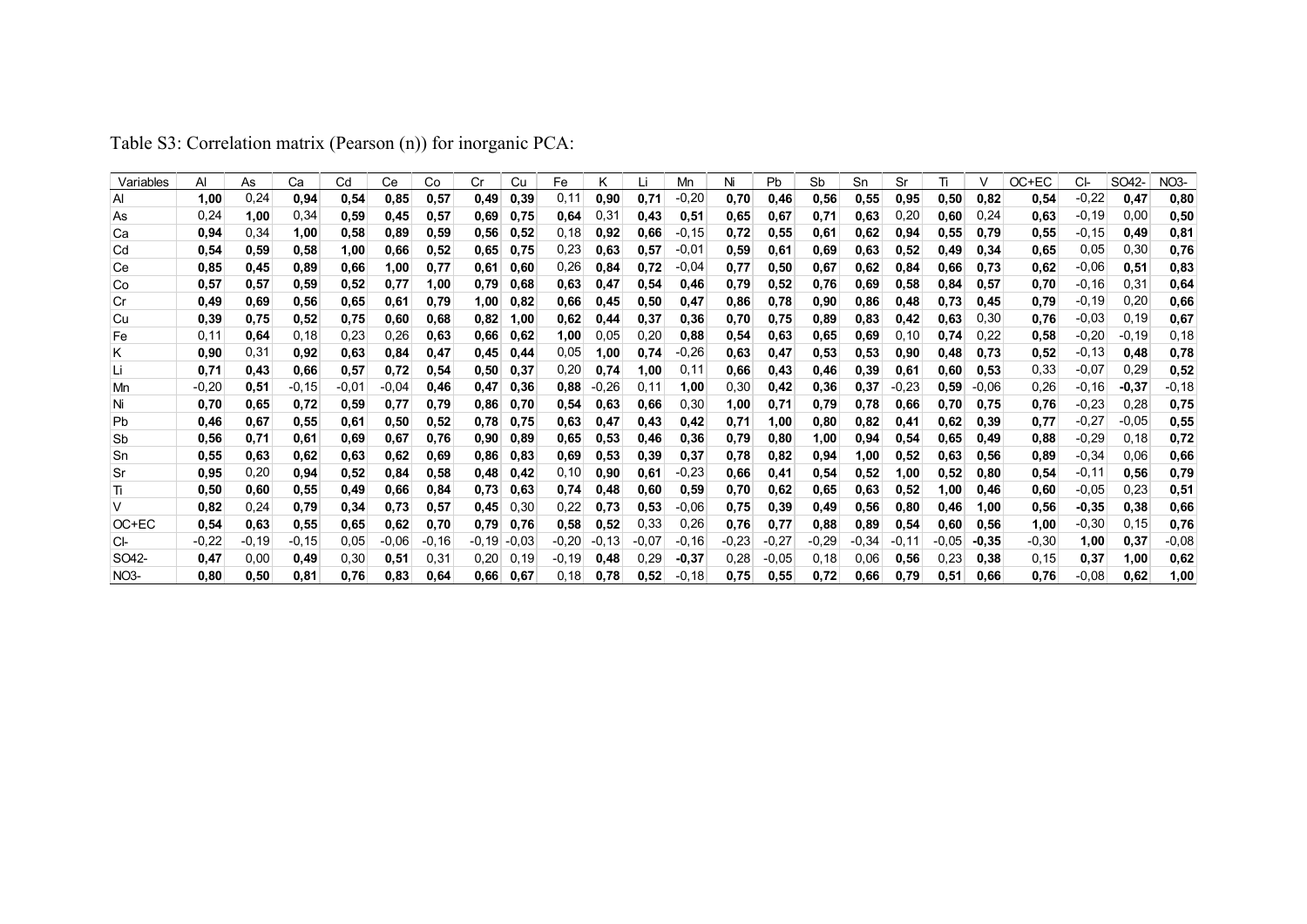Table S3: Correlation matrix (Pearson (n)) for inorganic PCA:

| Variables | Al | As | Ca | Cd | Ce | Co | Cr | Cu | Fe | K | Li | Mn | Ni | Pb | Sb | Sn | Sr | Ti | V | OC+EC | Cl- | SO42- | NO3- |
|---|---|---|---|---|---|---|---|---|---|---|---|---|---|---|---|---|---|---|---|---|---|---|---|
| Al | **1,00** | 0,24 | **0,94** | **0,54** | **0,85** | **0,57** | **0,49** | **0,39** | 0,11 | **0,90** | **0,71** | -0,20 | **0,70** | **0,46** | **0,56** | **0,55** | **0,95** | **0,50** | **0,82** | **0,54** | -0,22 | **0,47** | **0,80** |
| As | 0,24 | **1,00** | 0,34 | **0,59** | **0,45** | **0,57** | **0,69** | **0,75** | **0,64** | 0,31 | **0,43** | **0,51** | **0,65** | **0,67** | **0,71** | **0,63** | 0,20 | **0,60** | 0,24 | **0,63** | -0,19 | 0,00 | **0,50** |
| Ca | **0,94** | 0,34 | **1,00** | **0,58** | **0,89** | **0,59** | **0,56** | **0,52** | 0,18 | **0,92** | **0,66** | -0,15 | **0,72** | **0,55** | **0,61** | **0,62** | **0,94** | **0,55** | **0,79** | **0,55** | -0,15 | **0,49** | **0,81** |
| Cd | **0,54** | **0,59** | **0,58** | **1,00** | **0,66** | **0,52** | **0,65** | **0,75** | 0,23 | **0,63** | **0,57** | -0,01 | **0,59** | **0,61** | **0,69** | **0,63** | **0,52** | **0,49** | **0,34** | **0,65** | 0,05 | 0,30 | **0,76** |
| Ce | **0,85** | **0,45** | **0,89** | **0,66** | **1,00** | **0,77** | **0,61** | **0,60** | 0,26 | **0,84** | **0,72** | -0,04 | **0,77** | **0,50** | **0,67** | **0,62** | **0,84** | **0,66** | **0,73** | **0,62** | -0,06 | **0,51** | **0,83** |
| Co | **0,57** | **0,57** | **0,59** | **0,52** | **0,77** | **1,00** | **0,79** | **0,68** | **0,63** | **0,47** | **0,54** | **0,46** | **0,79** | **0,52** | **0,76** | **0,69** | **0,58** | **0,84** | **0,57** | **0,70** | -0,16 | 0,31 | **0,64** |
| Cr | **0,49** | **0,69** | **0,56** | **0,65** | **0,61** | **0,79** | **1,00** | **0,82** | **0,66** | **0,45** | **0,50** | **0,47** | **0,86** | **0,78** | **0,90** | **0,86** | **0,48** | **0,73** | **0,45** | **0,79** | -0,19 | 0,20 | **0,66** |
| Cu | **0,39** | **0,75** | **0,52** | **0,75** | **0,60** | **0,68** | **0,82** | **1,00** | **0,62** | **0,44** | **0,37** | **0,36** | **0,70** | **0,75** | **0,89** | **0,83** | **0,42** | **0,63** | 0,30 | **0,76** | -0,03 | 0,19 | **0,67** |
| Fe | 0,11 | **0,64** | 0,18 | 0,23 | 0,26 | **0,63** | **0,66** | **0,62** | **1,00** | 0,05 | 0,20 | **0,88** | **0,54** | **0,63** | **0,65** | **0,69** | 0,10 | **0,74** | 0,22 | **0,58** | -0,20 | -0,19 | 0,18 |
| K | **0,90** | 0,31 | **0,92** | **0,63** | **0,84** | **0,47** | **0,45** | **0,44** | 0,05 | **1,00** | **0,74** | -0,26 | **0,63** | **0,47** | **0,53** | **0,53** | **0,90** | **0,48** | **0,73** | **0,52** | -0,13 | **0,48** | **0,78** |
| Li | **0,71** | **0,43** | **0,66** | **0,57** | **0,72** | **0,54** | **0,50** | **0,37** | 0,20 | **0,74** | **1,00** | 0,11 | **0,66** | **0,43** | **0,46** | **0,39** | **0,61** | **0,60** | **0,53** | 0,33 | -0,07 | 0,29 | **0,52** |
| Mn | -0,20 | **0,51** | -0,15 | -0,01 | -0,04 | **0,46** | **0,47** | **0,36** | **0,88** | -0,26 | 0,11 | **1,00** | 0,30 | **0,42** | **0,36** | **0,37** | -0,23 | **0,59** | -0,06 | 0,26 | -0,16 | **-0,37** | -0,18 |
| Ni | **0,70** | **0,65** | **0,72** | **0,59** | **0,77** | **0,79** | **0,86** | **0,70** | **0,54** | **0,63** | **0,66** | 0,30 | **1,00** | **0,71** | **0,79** | **0,78** | **0,66** | **0,70** | **0,75** | **0,76** | -0,23 | 0,28 | **0,75** |
| Pb | **0,46** | **0,67** | **0,55** | **0,61** | **0,50** | **0,52** | **0,78** | **0,75** | **0,63** | **0,47** | **0,43** | **0,42** | **0,71** | **1,00** | **0,80** | **0,82** | **0,41** | **0,62** | **0,39** | **0,77** | -0,27 | -0,05 | **0,55** |
| Sb | **0,56** | **0,71** | **0,61** | **0,69** | **0,67** | **0,76** | **0,90** | **0,89** | **0,65** | **0,53** | **0,46** | **0,36** | **0,79** | **0,80** | **1,00** | **0,94** | **0,54** | **0,65** | **0,49** | **0,88** | -0,29 | 0,18 | **0,72** |
| Sn | **0,55** | **0,63** | **0,62** | **0,63** | **0,62** | **0,69** | **0,86** | **0,83** | **0,69** | **0,53** | **0,39** | **0,37** | **0,78** | **0,82** | **0,94** | **1,00** | **0,52** | **0,63** | **0,56** | **0,89** | -0,34 | 0,06 | **0,66** |
| Sr | **0,95** | 0,20 | **0,94** | **0,52** | **0,84** | **0,58** | **0,48** | **0,42** | 0,10 | **0,90** | **0,61** | -0,23 | **0,66** | **0,41** | **0,54** | **0,52** | **1,00** | **0,52** | **0,80** | **0,54** | -0,11 | **0,56** | **0,79** |
| Ti | **0,50** | **0,60** | **0,55** | **0,49** | **0,66** | **0,84** | **0,73** | **0,63** | **0,74** | **0,48** | **0,60** | **0,59** | **0,70** | **0,62** | **0,65** | **0,63** | **0,52** | **1,00** | **0,46** | **0,60** | -0,05 | 0,23 | **0,51** |
| V | **0,82** | 0,24 | **0,79** | **0,34** | **0,73** | **0,57** | **0,45** | 0,30 | 0,22 | **0,73** | **0,53** | -0,06 | **0,75** | **0,39** | **0,49** | **0,56** | **0,80** | **0,46** | **1,00** | **0,56** | **-0,35** | **0,38** | **0,66** |
| OC+EC | **0,54** | **0,63** | **0,55** | **0,65** | **0,62** | **0,70** | **0,79** | **0,76** | **0,58** | **0,52** | 0,33 | 0,26 | **0,76** | **0,77** | **0,88** | **0,89** | **0,54** | **0,60** | **0,56** | **1,00** | -0,30 | 0,15 | **0,76** |
| Cl- | -0,22 | -0,19 | -0,15 | 0,05 | -0,06 | -0,16 | -0,19 | -0,03 | -0,20 | -0,13 | -0,07 | -0,16 | -0,23 | -0,27 | -0,29 | -0,34 | -0,11 | -0,05 | **-0,35** | -0,30 | **1,00** | **0,37** | -0,08 |
| SO42- | **0,47** | 0,00 | **0,49** | 0,30 | **0,51** | 0,31 | 0,20 | 0,19 | -0,19 | **0,48** | 0,29 | **-0,37** | 0,28 | -0,05 | 0,18 | 0,06 | **0,56** | 0,23 | **0,38** | 0,15 | **0,37** | **1,00** | **0,62** |
| NO3- | **0,80** | **0,50** | **0,81** | **0,76** | **0,83** | **0,64** | **0,66** | **0,67** | 0,18 | **0,78** | **0,52** | -0,18 | **0,75** | **0,55** | **0,72** | **0,66** | **0,79** | **0,51** | **0,66** | **0,76** | -0,08 | **0,62** | **1,00** |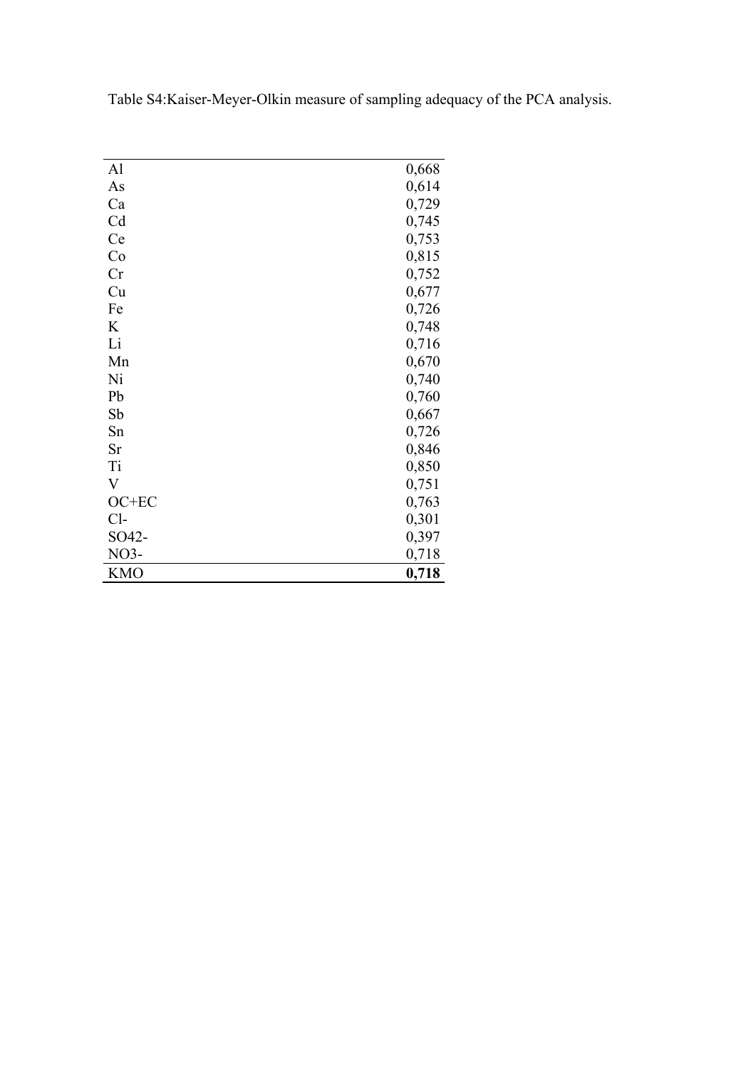Table S4:Kaiser-Meyer-Olkin measure of sampling adequacy of the PCA analysis.

| | |
|---|---|
| Al | 0,668 |
| As | 0,614 |
| Ca | 0,729 |
| Cd | 0,745 |
| Ce | 0,753 |
| Co | 0,815 |
| Cr | 0,752 |
| Cu | 0,677 |
| Fe | 0,726 |
| K | 0,748 |
| Li | 0,716 |
| Mn | 0,670 |
| Ni | 0,740 |
| Pb | 0,760 |
| Sb | 0,667 |
| Sn | 0,726 |
| Sr | 0,846 |
| Ti | 0,850 |
| V | 0,751 |
| OC+EC | 0,763 |
| $Cl^-$ | 0,301 |
| $SO_4^{2-}$ | 0,397 |
| $NO_3^-$ | 0,718 |
| KMO | **0,718** |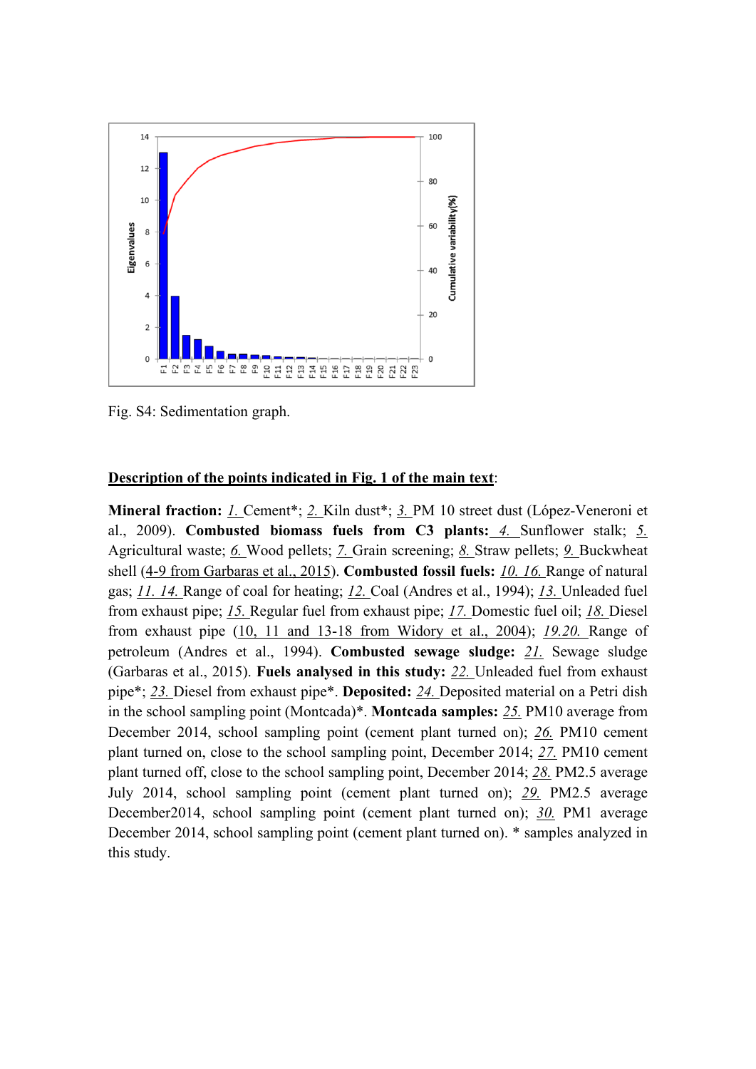14
12
10
8
6
4
2
0

Eigenvalues

100
80
60
40
20
0

Cumulative variability(%)

F1 F2 F3 F4 F5 F6 F7 F8 F9 F10 F11 F12 F13 F14 F15 F16 F17 F18 F19 F20 F21 F22 F23

Fig. S4: Sedimentation graph.

**Description of the points indicated in Fig. 1 of the main text**:

**Mineral fraction:** 1. Cement*; 2. Kiln dust*; 3. PM 10 street dust (López-Veneroni et al., 2009). **Combusted biomass fuels from C3 plants:** 4. Sunflower stalk; 5. Agricultural waste; 6. Wood pellets; 7. Grain screening; 8. Straw pellets; 9. Buckwheat shell (4-9 from Garbaras et al., 2015). **Combusted fossil fuels:** 10. 16. Range of natural gas; 11. 14. Range of coal for heating; 12. Coal (Andres et al., 1994); 13. Unleaded fuel from exhaust pipe; 15. Regular fuel from exhaust pipe; 17. Domestic fuel oil; 18. Diesel from exhaust pipe (10, 11 and 13-18 from Widory et al., 2004); 19.20. Range of petroleum (Andres et al., 1994). **Combusted sewage sludge:** 21. Sewage sludge (Garbaras et al., 2015). **Fuels analysed in this study:** 22. Unleaded fuel from exhaust pipe*; 23. Diesel from exhaust pipe*. **Deposited:** 24. Deposited material on a Petri dish in the school sampling point (Montcada)*. **Montcada samples:** 25. PM10 average from December 2014, school sampling point (cement plant turned on); 26. PM10 cement plant turned on, close to the school sampling point, December 2014; 27. PM10 cement plant turned off, close to the school sampling point, December 2014; 28. PM2.5 average July 2014, school sampling point (cement plant turned on); 29. PM2.5 average December2014, school sampling point (cement plant turned on); 30. PM1 average December 2014, school sampling point (cement plant turned on). * samples analyzed in this study.